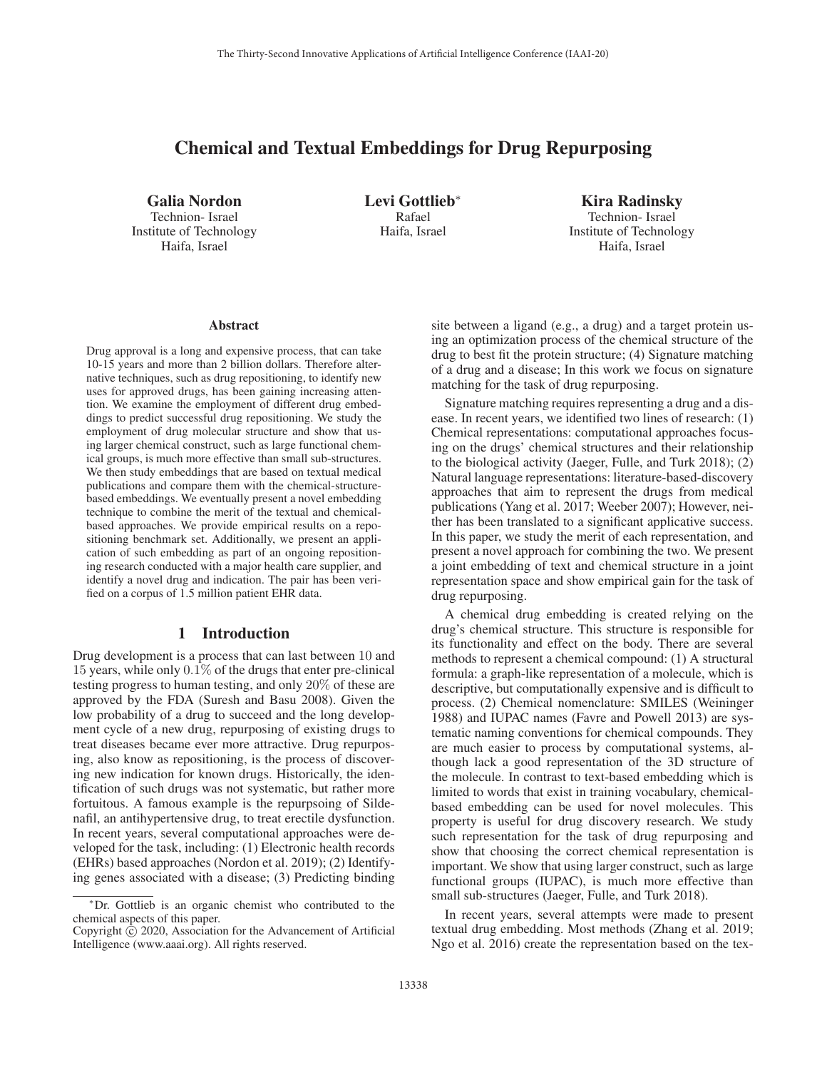# Chemical and Textual Embeddings for Drug Repurposing

**Galia Nordon**
Technion- Israel
Institute of Technology
Haifa, Israel

**Levi Gottlieb***
Rafael
Haifa, Israel

**Kira Radinsky**
Technion- Israel
Institute of Technology
Haifa, Israel

## Abstract

Drug approval is a long and expensive process, that can take 10-15 years and more than 2 billion dollars. Therefore alternative techniques, such as drug repositioning, to identify new uses for approved drugs, has been gaining increasing attention. We examine the employment of different drug embeddings to predict successful drug repositioning. We study the employment of drug molecular structure and show that using larger chemical construct, such as large functional chemical groups, is much more effective than small sub-structures. We then study embeddings that are based on textual medical publications and compare them with the chemical-structure-based embeddings. We eventually present a novel embedding technique to combine the merit of the textual and chemical-based approaches. We provide empirical results on a repositioning benchmark set. Additionally, we present an application of such embedding as part of an ongoing repositioning research conducted with a major health care supplier, and identify a novel drug and indication. The pair has been verified on a corpus of 1.5 million patient EHR data.

## 1 Introduction

Drug development is a process that can last between 10 and 15 years, while only 0.1% of the drugs that enter pre-clinical testing progress to human testing, and only 20% of these are approved by the FDA (Suresh and Basu 2008). Given the low probability of a drug to succeed and the long development cycle of a new drug, repurposing of existing drugs to treat diseases became ever more attractive. Drug repurposing, also know as repositioning, is the process of discovering new indication for known drugs. Historically, the identification of such drugs was not systematic, but rather more fortuitous. A famous example is the repurpsoing of Sildenafil, an antihypertensive drug, to treat erectile dysfunction. In recent years, several computational approaches were developed for the task, including: (1) Electronic health records (EHRs) based approaches (Nordon et al. 2019); (2) Identifying genes associated with a disease; (3) Predicting binding site between a ligand (e.g., a drug) and a target protein using an optimization process of the chemical structure of the drug to best fit the protein structure; (4) Signature matching of a drug and a disease; In this work we focus on signature matching for the task of drug repurposing.

Signature matching requires representing a drug and a disease. In recent years, we identified two lines of research: (1) Chemical representations: computational approaches focusing on the drugs' chemical structures and their relationship to the biological activity (Jaeger, Fulle, and Turk 2018); (2) Natural language representations: literature-based-discovery approaches that aim to represent the drugs from medical publications (Yang et al. 2017; Weeber 2007); However, neither has been translated to a significant applicative success. In this paper, we study the merit of each representation, and present a novel approach for combining the two. We present a joint embedding of text and chemical structure in a joint representation space and show empirical gain for the task of drug repurposing.

A chemical drug embedding is created relying on the drug's chemical structure. This structure is responsible for its functionality and effect on the body. There are several methods to represent a chemical compound: (1) A structural formula: a graph-like representation of a molecule, which is descriptive, but computationally expensive and is difficult to process. (2) Chemical nomenclature: SMILES (Weininger 1988) and IUPAC names (Favre and Powell 2013) are systematic naming conventions for chemical compounds. They are much easier to process by computational systems, although lack a good representation of the 3D structure of the molecule. In contrast to text-based embedding which is limited to words that exist in training vocabulary, chemical-based embedding can be used for novel molecules. This property is useful for drug discovery research. We study such representation for the task of drug repurposing and show that choosing the correct chemical representation is important. We show that using larger construct, such as large functional groups (IUPAC), is much more effective than small sub-structures (Jaeger, Fulle, and Turk 2018).

In recent years, several attempts were made to present textual drug embedding. Most methods (Zhang et al. 2019; Ngo et al. 2016) create the representation based on the tex-

*Dr. Gottlieb is an organic chemist who contributed to the chemical aspects of this paper.

Copyright © 2020, Association for the Advancement of Artificial Intelligence (www.aaai.org). All rights reserved.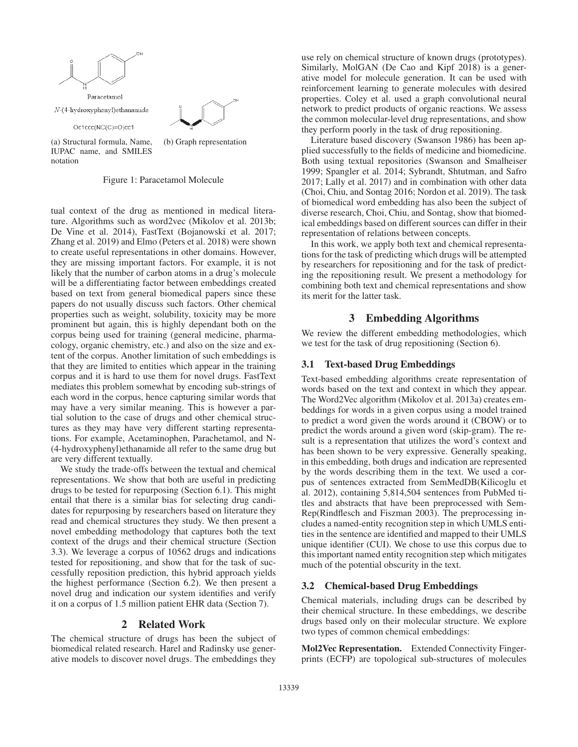Paracetamol

*N*-(4-hydroxyphenyl)ethanamide

Oc1ccc(NC(C)=O)cc1

(a) Structural formula, Name, IUPAC name, and SMILES notation

(b) Graph representation

Figure 1: Paracetamol Molecule

tual context of the drug as mentioned in medical literature. Algorithms such as word2vec (Mikolov et al. 2013b; De Vine et al. 2014), FastText (Bojanowski et al. 2017; Zhang et al. 2019) and Elmo (Peters et al. 2018) were shown to create useful representations in other domains. However, they are missing important factors. For example, it is not likely that the number of carbon atoms in a drug's molecule will be a differentiating factor between embeddings created based on text from general biomedical papers since these papers do not usually discuss such factors. Other chemical properties such as weight, solubility, toxicity may be more prominent but again, this is highly dependant both on the corpus being used for training (general medicine, pharmacology, organic chemistry, etc.) and also on the size and extent of the corpus. Another limitation of such embeddings is that they are limited to entities which appear in the training corpus and it is hard to use them for novel drugs. FastText mediates this problem somewhat by encoding sub-strings of each word in the corpus, hence capturing similar words that may have a very similar meaning. This is however a partial solution to the case of drugs and other chemical structures as they may have very different starting representations. For example, Acetaminophen, Parachetamol, and N-(4-hydroxyphenyl)ethanamide all refer to the same drug but are very different textually.

We study the trade-offs between the textual and chemical representations. We show that both are useful in predicting drugs to be tested for repurposing (Section 6.1). This might entail that there is a similar bias for selecting drug candidates for repurposing by researchers based on literature they read and chemical structures they study. We then present a novel embedding methodology that captures both the text context of the drugs and their chemical structure (Section 3.3). We leverage a corpus of 10562 drugs and indications tested for repositioning, and show that for the task of successfully reposition prediction, this hybrid approach yields the highest performance (Section 6.2). We then present a novel drug and indication our system identifies and verify it on a corpus of 1.5 million patient EHR data (Section 7).

## 2 Related Work

The chemical structure of drugs has been the subject of biomedical related research. Harel and Radinsky use generative models to discover novel drugs. The embeddings they use rely on chemical structure of known drugs (prototypes). Similarly, MolGAN (De Cao and Kipf 2018) is a generative model for molecule generation. It can be used with reinforcement learning to generate molecules with desired properties. Coley et al. used a graph convolutional neural network to predict products of organic reactions. We assess the common molecular-level drug representations, and show they perform poorly in the task of drug repositioning.

Literature based discovery (Swanson 1986) has been applied successfully to the fields of medicine and biomedicine. Both using textual repositories (Swanson and Smalheiser 1999; Spangler et al. 2014; Sybrandt, Shtutman, and Safro 2017; Lally et al. 2017) and in combination with other data (Choi, Chiu, and Sontag 2016; Nordon et al. 2019). The task of biomedical word embedding has also been the subject of diverse research, Choi, Chiu, and Sontag, show that biomedical embeddings based on different sources can differ in their representation of relations between concepts.

In this work, we apply both text and chemical representations for the task of predicting which drugs will be attempted by researchers for repositioning and for the task of predicting the repositioning result. We present a methodology for combining both text and chemical representations and show its merit for the latter task.

## 3 Embedding Algorithms

We review the different embedding methodologies, which we test for the task of drug repositioning (Section 6).

### 3.1 Text-based Drug Embeddings

Text-based embedding algorithms create representation of words based on the text and context in which they appear. The Word2Vec algorithm (Mikolov et al. 2013a) creates embeddings for words in a given corpus using a model trained to predict a word given the words around it (CBOW) or to predict the words around a given word (skip-gram). The result is a representation that utilizes the word's context and has been shown to be very expressive. Generally speaking, in this embedding, both drugs and indication are represented by the words describing them in the text. We used a corpus of sentences extracted from SemMedDB(Kilicoglu et al. 2012), containing 5,814,504 sentences from PubMed titles and abstracts that have been preprocessed with SemRep(Rindflesch and Fiszman 2003). The preprocessing includes a named-entity recognition step in which UMLS entities in the sentence are identified and mapped to their UMLS unique identifier (CUI). We chose to use this corpus due to this important named entity recognition step which mitigates much of the potential obscurity in the text.

### 3.2 Chemical-based Drug Embeddings

Chemical materials, including drugs can be described by their chemical structure. In these embeddings, we describe drugs based only on their molecular structure. We explore two types of common chemical embeddings:

**Mol2Vec Representation.** Extended Connectivity Fingerprints (ECFP) are topological sub-structures of molecules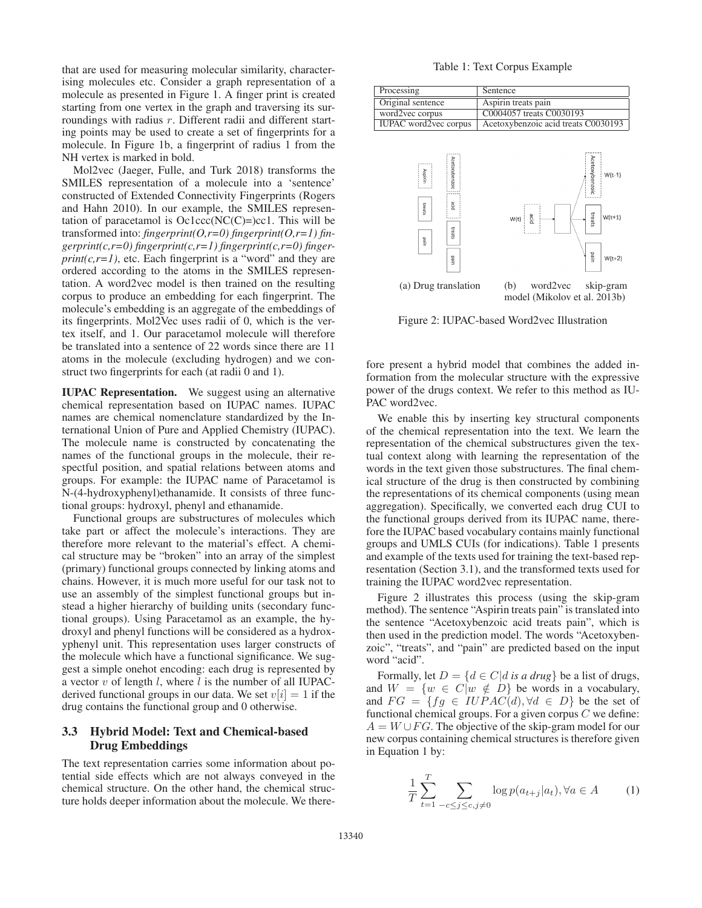that are used for measuring molecular similarity, characterising molecules etc. Consider a graph representation of a molecule as presented in Figure 1. A finger print is created starting from one vertex in the graph and traversing its surroundings with radius $r$. Different radii and different starting points may be used to create a set of fingerprints for a molecule. In Figure 1b, a fingerprint of radius 1 from the NH vertex is marked in bold.

Mol2vec (Jaeger, Fulle, and Turk 2018) transforms the SMILES representation of a molecule into a 'sentence' constructed of Extended Connectivity Fingerprints (Rogers and Hahn 2010). In our example, the SMILES representation of paracetamol is Oc1ccc(NC(C)=)cc1. This will be transformed into: *fingerprint(O,r=0) fingerprint(O,r=1) fingerprint(c,r=0) fingerprint(c,r=1) fingerprint(c,r=0) fingerprint(c,r=1)*, etc. Each fingerprint is a "word" and they are ordered according to the atoms in the SMILES representation. A word2vec model is then trained on the resulting corpus to produce an embedding for each fingerprint. The molecule's embedding is an aggregate of the embeddings of its fingerprints. Mol2Vec uses radii of 0, which is the vertex itself, and 1. Our paracetamol molecule will therefore be translated into a sentence of 22 words since there are 11 atoms in the molecule (excluding hydrogen) and we construct two fingerprints for each (at radii 0 and 1).

**IUPAC Representation.** We suggest using an alternative chemical representation based on IUPAC names. IUPAC names are chemical nomenclature standardized by the International Union of Pure and Applied Chemistry (IUPAC). The molecule name is constructed by concatenating the names of the functional groups in the molecule, their respectful position, and spatial relations between atoms and groups. For example: the IUPAC name of Paracetamol is N-(4-hydroxyphenyl)ethanamide. It consists of three functional groups: hydroxyl, phenyl and ethanamide.

Functional groups are substructures of molecules which take part or affect the molecule's interactions. They are therefore more relevant to the material's effect. A chemical structure may be "broken" into an array of the simplest (primary) functional groups connected by linking atoms and chains. However, it is much more useful for our task not to use an assembly of the simplest functional groups but instead a higher hierarchy of building units (secondary functional groups). Using Paracetamol as an example, the hydroxyl and phenyl functions will be considered as a hydroxyphenyl unit. This representation uses larger constructs of the molecule which have a functional significance. We suggest a simple onehot encoding: each drug is represented by a vector $v$ of length $l$, where $l$ is the number of all IUPAC-derived functional groups in our data. We set $v[i] = 1$ if the drug contains the functional group and 0 otherwise.

## 3.3 Hybrid Model: Text and Chemical-based Drug Embeddings

The text representation carries some information about potential side effects which are not always conveyed in the chemical structure. On the other hand, the chemical structure holds deeper information about the molecule. We therefore present a hybrid model that combines the added information from the molecular structure with the expressive power of the drugs context. We refer to this method as IUPAC word2vec.

We enable this by inserting key structural components of the chemical representation into the text. We learn the representation of the chemical substructures given the textual context along with learning the representation of the words in the text given those substructures. The final chemical structure of the drug is then constructed by combining the representations of its chemical components (using mean aggregation). Specifically, we converted each drug CUI to the functional groups derived from its IUPAC name, therefore the IUPAC based vocabulary contains mainly functional groups and UMLS CUIs (for indications). Table 1 presents and example of the texts used for training the text-based representation (Section 3.1), and the transformed texts used for training the IUPAC word2vec representation.

Table 1: Text Corpus Example

| Processing | Sentence |
|---|---|
| Original sentence | Aspirin treats pain |
| word2vec corpus | C0004057 treats C0030193 |
| IUPAC word2vec corpus | Acetoxybenzoic acid treats C0030193 |

(a) Drug translation (b) word2vec skip-gram model (Mikolov et al. 2013b)

Figure 2: IUPAC-based Word2vec Illustration

Figure 2 illustrates this process (using the skip-gram method). The sentence "Aspirin treats pain" is translated into the sentence "Acetoxybenzoic acid treats pain", which is then used in the prediction model. The words "Acetoxybenzoic", "treats", and "pain" are predicted based on the input word "acid".

Formally, let $D = \{d \in C | d \text{ is a drug}\}$ be a list of drugs, and $W = \{w \in C | w \notin D\}$ be words in a vocabulary, and $FG = \{fg \in IUPAC(d), \forall d \in D\}$ be the set of functional chemical groups. For a given corpus $C$ we define: $A = W \cup FG$. The objective of the skip-gram model for our new corpus containing chemical structures is therefore given in Equation 1 by:

$$\frac{1}{T} \sum_{t=1}^{T} \sum_{-c \leq j \leq c, j \neq 0} \log p(a_{t+j} | a_t), \forall a \in A \tag{1}$$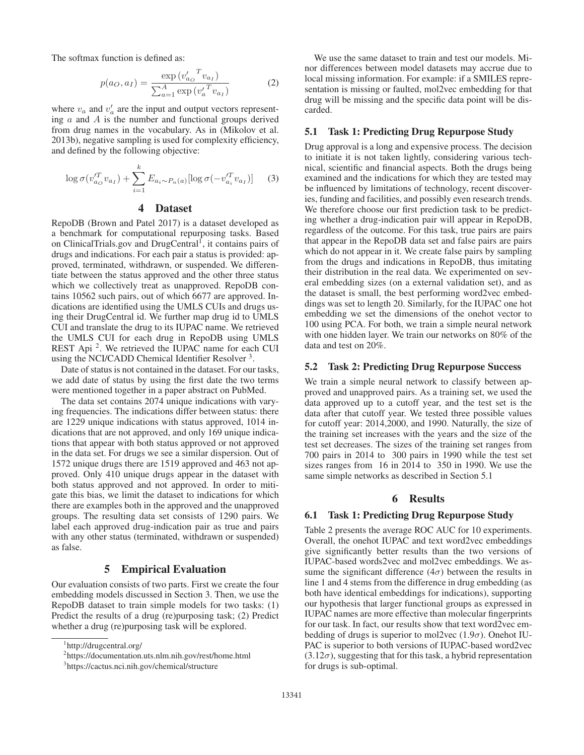The softmax function is defined as:

$$p(a_O, a_I) = \frac{\exp\left({v'_{a_O}}^T v_{a_I}\right)}{\sum_{a=1}^{A} \exp\left({v'_a}^T v_{a_I}\right)} \quad (2)$$

where $v_a$ and $v'_a$ are the input and output vectors representing $a$ and $A$ is the number and functional groups derived from drug names in the vocabulary. As in (Mikolov et al. 2013b), negative sampling is used for complexity efficiency, and defined by the following objective:

$$\log \sigma(v'^T_{a_O} v_{a_I}) + \sum_{i=1}^{k} E_{a_i \sim P_n(a)} [\log \sigma(-v'^T_{a_i} v_{a_I})] \quad (3)$$

# 4 Dataset

RepoDB (Brown and Patel 2017) is a dataset developed as a benchmark for computational repurposing tasks. Based on ClinicalTrials.gov and DrugCentral[1], it contains pairs of drugs and indications. For each pair a status is provided: approved, terminated, withdrawn, or suspended. We differentiate between the status approved and the other three status which we collectively treat as unapproved. RepoDB contains 10562 such pairs, out of which 6677 are approved. Indications are identified using the UMLS CUIs and drugs using their DrugCentral id. We further map drug id to UMLS CUI and translate the drug to its IUPAC name. We retrieved the UMLS CUI for each drug in RepoDB using UMLS REST Api [2]. We retrieved the IUPAC name for each CUI using the NCI/CADD Chemical Identifier Resolver [3].

Date of status is not contained in the dataset. For our tasks, we add date of status by using the first date the two terms were mentioned together in a paper abstract on PubMed.

The data set contains 2074 unique indications with varying frequencies. The indications differ between status: there are 1229 unique indications with status approved, 1014 indications that are not approved, and only 169 unique indications that appear with both status approved or not approved in the data set. For drugs we see a similar dispersion. Out of 1572 unique drugs there are 1519 approved and 463 not approved. Only 410 unique drugs appear in the dataset with both status approved and not approved. In order to mitigate this bias, we limit the dataset to indications for which there are examples both in the approved and the unapproved groups. The resulting data set consists of 1290 pairs. We label each approved drug-indication pair as true and pairs with any other status (terminated, withdrawn or suspended) as false.

# 5 Empirical Evaluation

Our evaluation consists of two parts. First we create the four embedding models discussed in Section 3. Then, we use the RepoDB dataset to train simple models for two tasks: (1) Predict the results of a drug (re)purposing task; (2) Predict whether a drug (re)purposing task will be explored.

[1] http://drugcentral.org/

[2] https://documentation.uts.nlm.nih.gov/rest/home.html

[3] https://cactus.nci.nih.gov/chemical/structure

We use the same dataset to train and test our models. Minor differences between model datasets may accrue due to local missing information. For example: if a SMILES representation is missing or faulted, mol2vec embedding for that drug will be missing and the specific data point will be discarded.

## 5.1 Task 1: Predicting Drug Repurpose Study

Drug approval is a long and expensive process. The decision to initiate it is not taken lightly, considering various technical, scientific and financial aspects. Both the drugs being examined and the indications for which they are tested may be influenced by limitations of technology, recent discoveries, funding and facilities, and possibly even research trends. We therefore choose our first prediction task to be predicting whether a drug-indication pair will appear in RepoDB, regardless of the outcome. For this task, true pairs are pairs that appear in the RepoDB data set and false pairs are pairs which do not appear in it. We create false pairs by sampling from the drugs and indications in RepoDB, thus imitating their distribution in the real data. We experimented on several embedding sizes (on a external validation set), and as the dataset is small, the best performing word2vec embeddings was set to length 20. Similarly, for the IUPAC one hot embedding we set the dimensions of the onehot vector to 100 using PCA. For both, we train a simple neural network with one hidden layer. We train our networks on 80% of the data and test on 20%.

## 5.2 Task 2: Predicting Drug Repurpose Success

We train a simple neural network to classify between approved and unapproved pairs. As a training set, we used the data approved up to a cutoff year, and the test set is the data after that cutoff year. We tested three possible values for cutoff year: 2014,2000, and 1990. Naturally, the size of the training set increases with the years and the size of the test set decreases. The sizes of the training set ranges from 700 pairs in 2014 to 300 pairs in 1990 while the test set sizes ranges from 16 in 2014 to 350 in 1990. We use the same simple networks as described in Section 5.1

# 6 Results

## 6.1 Task 1: Predicting Drug Repurpose Study

Table 2 presents the average ROC AUC for 10 experiments. Overall, the onehot IUPAC and text word2vec embeddings give significantly better results than the two versions of IUPAC-based words2vec and mol2vec embeddings. We assume the significant difference ($4\sigma$) between the results in line 1 and 4 stems from the difference in drug embedding (as both have identical embeddings for indications), supporting our hypothesis that larger functional groups as expressed in IUPAC names are more effective than molecular fingerprints for our task. In fact, our results show that text word2vec embedding of drugs is superior to mol2vec ($1.9\sigma$). Onehot IUPAC is superior to both versions of IUPAC-based word2vec ($3.12\sigma$), suggesting that for this task, a hybrid representation for drugs is sub-optimal.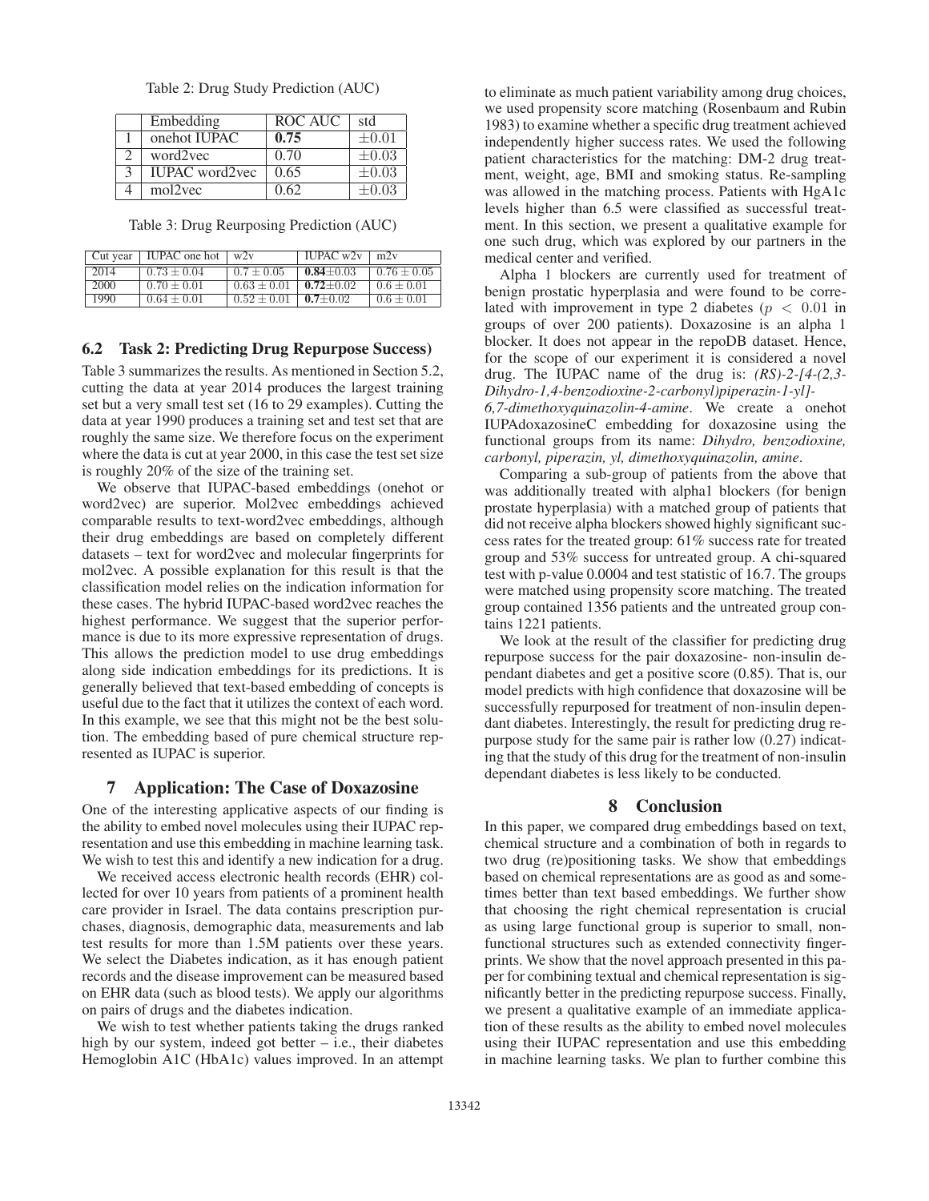Table 2: Drug Study Prediction (AUC)

| | Embedding | ROC AUC | std |
|---|---|---|---|
| 1 | onehot IUPAC | **0.75** | $\pm 0.01$ |
| 2 | word2vec | 0.70 | $\pm 0.03$ |
| 3 | IUPAC word2vec | 0.65 | $\pm 0.03$ |
| 4 | mol2vec | 0.62 | $\pm 0.03$ |

Table 3: Drug Reurposing Prediction (AUC)

| Cut year | IUPAC one hot | w2v | IUPAC w2v | m2v |
|---|---|---|---|---|
| 2014 | $0.73 \pm 0.04$ | $0.7 \pm 0.05$ | **0.84**$\pm$0.03 | $0.76 \pm 0.05$ |
| 2000 | $0.70 \pm 0.01$ | $0.63 \pm 0.01$ | **0.72**$\pm$0.02 | $0.6 \pm 0.01$ |
| 1990 | $0.64 \pm 0.01$ | $0.52 \pm 0.01$ | **0.7**$\pm$0.02 | $0.6 \pm 0.01$ |

### 6.2 Task 2: Predicting Drug Repurpose Success)

Table 3 summarizes the results. As mentioned in Section 5.2, cutting the data at year 2014 produces the largest training set but a very small test set (16 to 29 examples). Cutting the data at year 1990 produces a training set and test set that are roughly the same size. We therefore focus on the experiment where the data is cut at year 2000, in this case the test set size is roughly 20% of the size of the training set.

We observe that IUPAC-based embeddings (onehot or word2vec) are superior. Mol2vec embeddings achieved comparable results to text-word2vec embeddings, although their drug embeddings are based on completely different datasets – text for word2vec and molecular fingerprints for mol2vec. A possible explanation for this result is that the classification model relies on the indication information for these cases. The hybrid IUPAC-based word2vec reaches the highest performance. We suggest that the superior performance is due to its more expressive representation of drugs. This allows the prediction model to use drug embeddings along side indication embeddings for its predictions. It is generally believed that text-based embedding of concepts is useful due to the fact that it utilizes the context of each word. In this example, we see that this might not be the best solution. The embedding based of pure chemical structure represented as IUPAC is superior.

## 7 Application: The Case of Doxazosine

One of the interesting applicative aspects of our finding is the ability to embed novel molecules using their IUPAC representation and use this embedding in machine learning task. We wish to test this and identify a new indication for a drug.

We received access electronic health records (EHR) collected for over 10 years from patients of a prominent health care provider in Israel. The data contains prescription purchases, diagnosis, demographic data, measurements and lab test results for more than 1.5M patients over these years. We select the Diabetes indication, as it has enough patient records and the disease improvement can be measured based on EHR data (such as blood tests). We apply our algorithms on pairs of drugs and the diabetes indication.

We wish to test whether patients taking the drugs ranked high by our system, indeed got better – i.e., their diabetes Hemoglobin A1C (HbA1c) values improved. In an attempt to eliminate as much patient variability among drug choices, we used propensity score matching (Rosenbaum and Rubin 1983) to examine whether a specific drug treatment achieved independently higher success rates. We used the following patient characteristics for the matching: DM-2 drug treatment, weight, age, BMI and smoking status. Re-sampling was allowed in the matching process. Patients with HgA1c levels higher than 6.5 were classified as successful treatment. In this section, we present a qualitative example for one such drug, which was explored by our partners in the medical center and verified.

Alpha 1 blockers are currently used for treatment of benign prostatic hyperplasia and were found to be correlated with improvement in type 2 diabetes ($p < 0.01$ in groups of over 200 patients). Doxazosine is an alpha 1 blocker. It does not appear in the repoDB dataset. Hence, for the scope of our experiment it is considered a novel drug. The IUPAC name of the drug is: *(RS)-2-[4-(2,3-Dihydro-1,4-benzodioxine-2-carbonyl)piperazin-1-yl]-6,7-dimethoxyquinazolin-4-amine*. We create a onehot IUPAdoxazosineC embedding for doxazosine using the functional groups from its name: *Dihydro, benzodioxine, carbonyl, piperazin, yl, dimethoxyquinazolin, amine*.

Comparing a sub-group of patients from the above that was additionally treated with alpha1 blockers (for benign prostate hyperplasia) with a matched group of patients that did not receive alpha blockers showed highly significant success rates for the treated group: 61% success rate for treated group and 53% success for untreated group. A chi-squared test with p-value 0.0004 and test statistic of 16.7. The groups were matched using propensity score matching. The treated group contained 1356 patients and the untreated group contains 1221 patients.

We look at the result of the classifier for predicting drug repurpose success for the pair doxazosine- non-insulin dependant diabetes and get a positive score (0.85). That is, our model predicts with high confidence that doxazosine will be successfully repurposed for treatment of non-insulin dependant diabetes. Interestingly, the result for predicting drug repurpose study for the same pair is rather low (0.27) indicating that the study of this drug for the treatment of non-insulin dependant diabetes is less likely to be conducted.

## 8 Conclusion

In this paper, we compared drug embeddings based on text, chemical structure and a combination of both in regards to two drug (re)positioning tasks. We show that embeddings based on chemical representations are as good as and sometimes better than text based embeddings. We further show that choosing the right chemical representation is crucial as using large functional group is superior to small, non-functional structures such as extended connectivity fingerprints. We show that the novel approach presented in this paper for combining textual and chemical representation is significantly better in the predicting repurpose success. Finally, we present a qualitative example of an immediate application of these results as the ability to embed novel molecules using their IUPAC representation and use this embedding in machine learning tasks. We plan to further combine this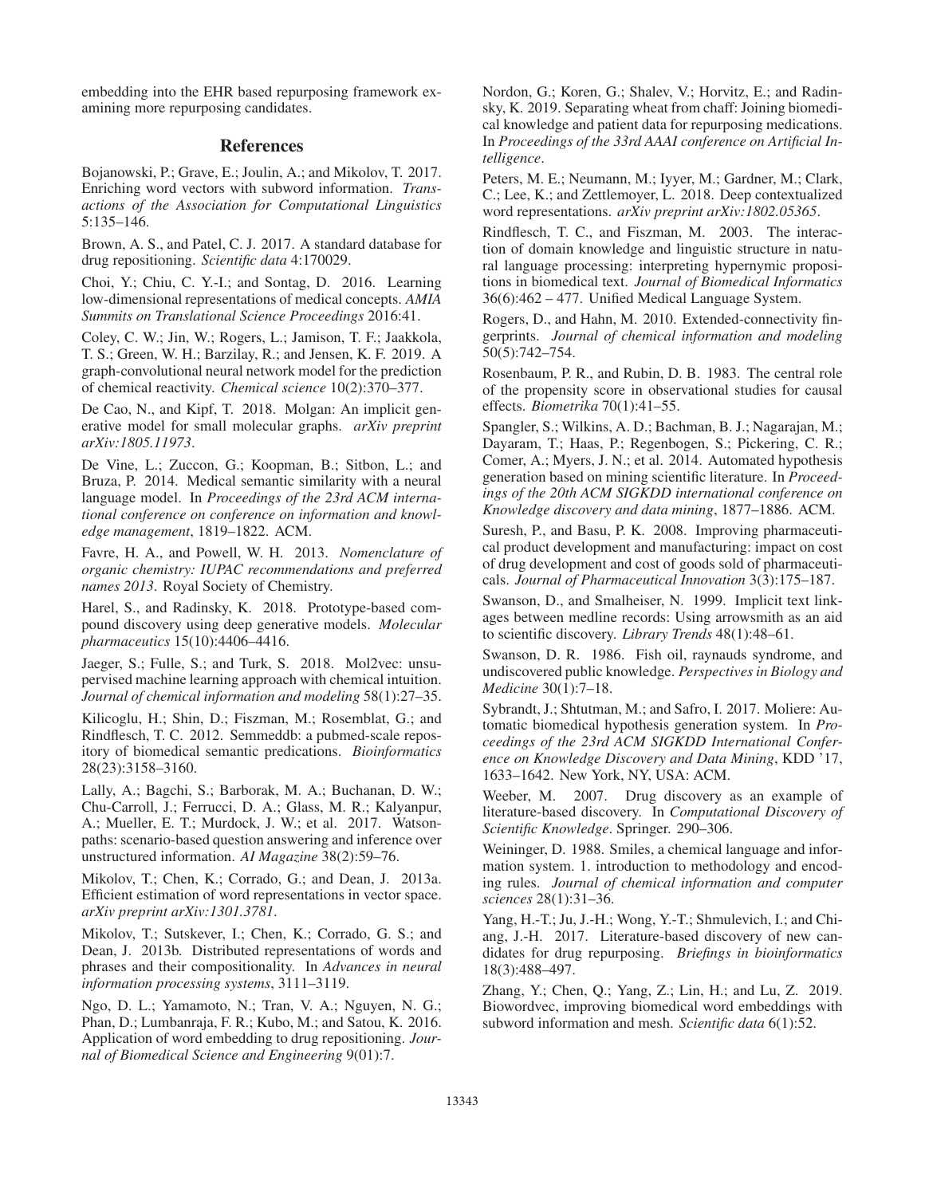embedding into the EHR based repurposing framework examining more repurposing candidates.

## References

Bojanowski, P.; Grave, E.; Joulin, A.; and Mikolov, T. 2017. Enriching word vectors with subword information. *Transactions of the Association for Computational Linguistics* 5:135–146.

Brown, A. S., and Patel, C. J. 2017. A standard database for drug repositioning. *Scientific data* 4:170029.

Choi, Y.; Chiu, C. Y.-I.; and Sontag, D. 2016. Learning low-dimensional representations of medical concepts. *AMIA Summits on Translational Science Proceedings* 2016:41.

Coley, C. W.; Jin, W.; Rogers, L.; Jamison, T. F.; Jaakkola, T. S.; Green, W. H.; Barzilay, R.; and Jensen, K. F. 2019. A graph-convolutional neural network model for the prediction of chemical reactivity. *Chemical science* 10(2):370–377.

De Cao, N., and Kipf, T. 2018. Molgan: An implicit generative model for small molecular graphs. *arXiv preprint arXiv:1805.11973*.

De Vine, L.; Zuccon, G.; Koopman, B.; Sitbon, L.; and Bruza, P. 2014. Medical semantic similarity with a neural language model. In *Proceedings of the 23rd ACM international conference on conference on information and knowledge management*, 1819–1822. ACM.

Favre, H. A., and Powell, W. H. 2013. *Nomenclature of organic chemistry: IUPAC recommendations and preferred names 2013*. Royal Society of Chemistry.

Harel, S., and Radinsky, K. 2018. Prototype-based compound discovery using deep generative models. *Molecular pharmaceutics* 15(10):4406–4416.

Jaeger, S.; Fulle, S.; and Turk, S. 2018. Mol2vec: unsupervised machine learning approach with chemical intuition. *Journal of chemical information and modeling* 58(1):27–35.

Kilicoglu, H.; Shin, D.; Fiszman, M.; Rosemblat, G.; and Rindflesch, T. C. 2012. Semmeddb: a pubmed-scale repository of biomedical semantic predications. *Bioinformatics* 28(23):3158–3160.

Lally, A.; Bagchi, S.; Barborak, M. A.; Buchanan, D. W.; Chu-Carroll, J.; Ferrucci, D. A.; Glass, M. R.; Kalyanpur, A.; Mueller, E. T.; Murdock, J. W.; et al. 2017. Watsonpaths: scenario-based question answering and inference over unstructured information. *AI Magazine* 38(2):59–76.

Mikolov, T.; Chen, K.; Corrado, G.; and Dean, J. 2013a. Efficient estimation of word representations in vector space. *arXiv preprint arXiv:1301.3781*.

Mikolov, T.; Sutskever, I.; Chen, K.; Corrado, G. S.; and Dean, J. 2013b. Distributed representations of words and phrases and their compositionality. In *Advances in neural information processing systems*, 3111–3119.

Ngo, D. L.; Yamamoto, N.; Tran, V. A.; Nguyen, N. G.; Phan, D.; Lumbanraja, F. R.; Kubo, M.; and Satou, K. 2016. Application of word embedding to drug repositioning. *Journal of Biomedical Science and Engineering* 9(01):7.

Nordon, G.; Koren, G.; Shalev, V.; Horvitz, E.; and Radinsky, K. 2019. Separating wheat from chaff: Joining biomedical knowledge and patient data for repurposing medications. In *Proceedings of the 33rd AAAI conference on Artificial Intelligence*.

Peters, M. E.; Neumann, M.; Iyyer, M.; Gardner, M.; Clark, C.; Lee, K.; and Zettlemoyer, L. 2018. Deep contextualized word representations. *arXiv preprint arXiv:1802.05365*.

Rindflesch, T. C., and Fiszman, M. 2003. The interaction of domain knowledge and linguistic structure in natural language processing: interpreting hypernymic propositions in biomedical text. *Journal of Biomedical Informatics* 36(6):462 – 477. Unified Medical Language System.

Rogers, D., and Hahn, M. 2010. Extended-connectivity fingerprints. *Journal of chemical information and modeling* 50(5):742–754.

Rosenbaum, P. R., and Rubin, D. B. 1983. The central role of the propensity score in observational studies for causal effects. *Biometrika* 70(1):41–55.

Spangler, S.; Wilkins, A. D.; Bachman, B. J.; Nagarajan, M.; Dayaram, T.; Haas, P.; Regenbogen, S.; Pickering, C. R.; Comer, A.; Myers, J. N.; et al. 2014. Automated hypothesis generation based on mining scientific literature. In *Proceedings of the 20th ACM SIGKDD international conference on Knowledge discovery and data mining*, 1877–1886. ACM.

Suresh, P., and Basu, P. K. 2008. Improving pharmaceutical product development and manufacturing: impact on cost of drug development and cost of goods sold of pharmaceuticals. *Journal of Pharmaceutical Innovation* 3(3):175–187.

Swanson, D., and Smalheiser, N. 1999. Implicit text linkages between medline records: Using arrowsmith as an aid to scientific discovery. *Library Trends* 48(1):48–61.

Swanson, D. R. 1986. Fish oil, raynauds syndrome, and undiscovered public knowledge. *Perspectives in Biology and Medicine* 30(1):7–18.

Sybrandt, J.; Shtutman, M.; and Safro, I. 2017. Moliere: Automatic biomedical hypothesis generation system. In *Proceedings of the 23rd ACM SIGKDD International Conference on Knowledge Discovery and Data Mining*, KDD '17, 1633–1642. New York, NY, USA: ACM.

Weeber, M. 2007. Drug discovery as an example of literature-based discovery. In *Computational Discovery of Scientific Knowledge*. Springer. 290–306.

Weininger, D. 1988. Smiles, a chemical language and information system. 1. introduction to methodology and encoding rules. *Journal of chemical information and computer sciences* 28(1):31–36.

Yang, H.-T.; Ju, J.-H.; Wong, Y.-T.; Shmulevich, I.; and Chiang, J.-H. 2017. Literature-based discovery of new candidates for drug repurposing. *Briefings in bioinformatics* 18(3):488–497.

Zhang, Y.; Chen, Q.; Yang, Z.; Lin, H.; and Lu, Z. 2019. Biowordvec, improving biomedical word embeddings with subword information and mesh. *Scientific data* 6(1):52.